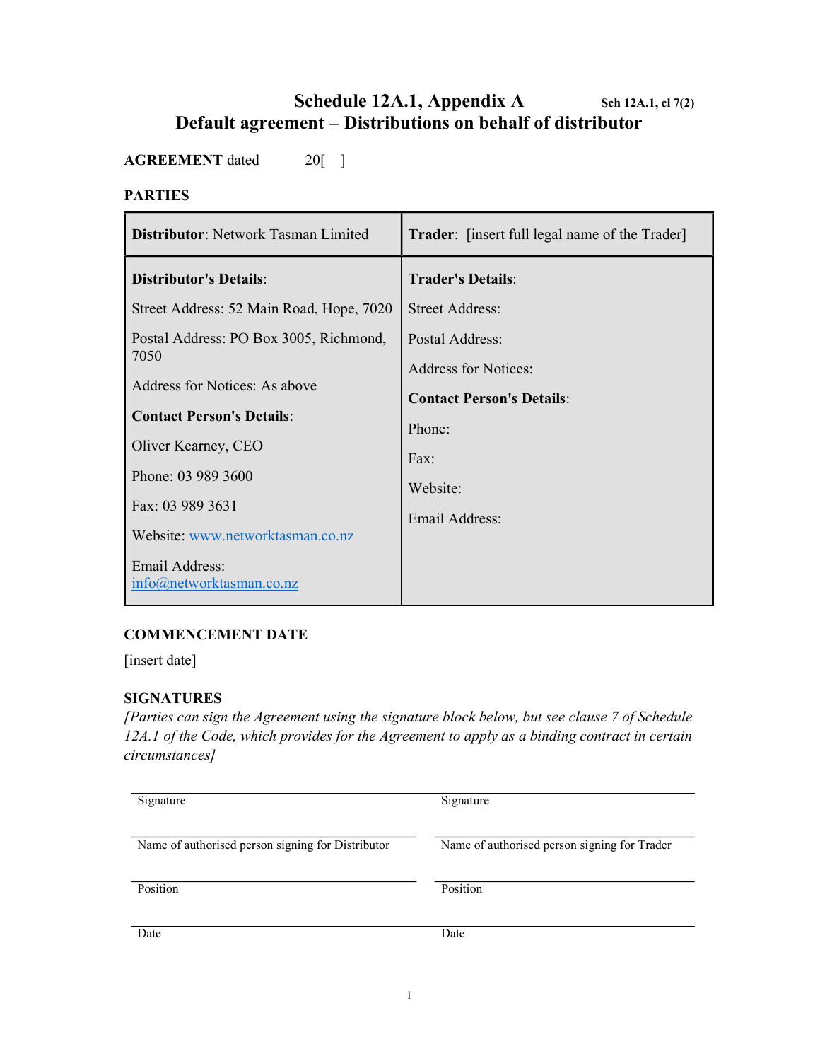# Schedule 12A.1, Appendix A

Sch 12A.1, cl 7(2)

## Default agreement – Distributions on behalf of distributor

**AGREEMENT** dated 20[ ]

**PARTIES**

| **Distributor**: Network Tasman Limited | **Trader**: [insert full legal name of the Trader] |
|---|---|
| **Distributor's Details**:<br><br>Street Address: 52 Main Road, Hope, 7020<br><br>Postal Address: PO Box 3005, Richmond, 7050<br><br>Address for Notices: As above<br><br>**Contact Person's Details**:<br><br>Oliver Kearney, CEO<br><br>Phone: 03 989 3600<br><br>Fax: 03 989 3631<br><br>Website: www.networktasman.co.nz<br><br>Email Address: info@networktasman.co.nz | **Trader's Details**:<br><br>Street Address:<br><br>Postal Address:<br><br>Address for Notices:<br><br>**Contact Person's Details**:<br><br>Phone:<br><br>Fax:<br><br>Website:<br><br>Email Address: |

**COMMENCEMENT DATE**

[insert date]

**SIGNATURES**

*[Parties can sign the Agreement using the signature block below, but see clause 7 of Schedule 12A.1 of the Code, which provides for the Agreement to apply as a binding contract in certain circumstances]*

| | |
|---|---|
| Signature | Signature |
| Name of authorised person signing for Distributor | Name of authorised person signing for Trader |
| Position | Position |
| Date | Date |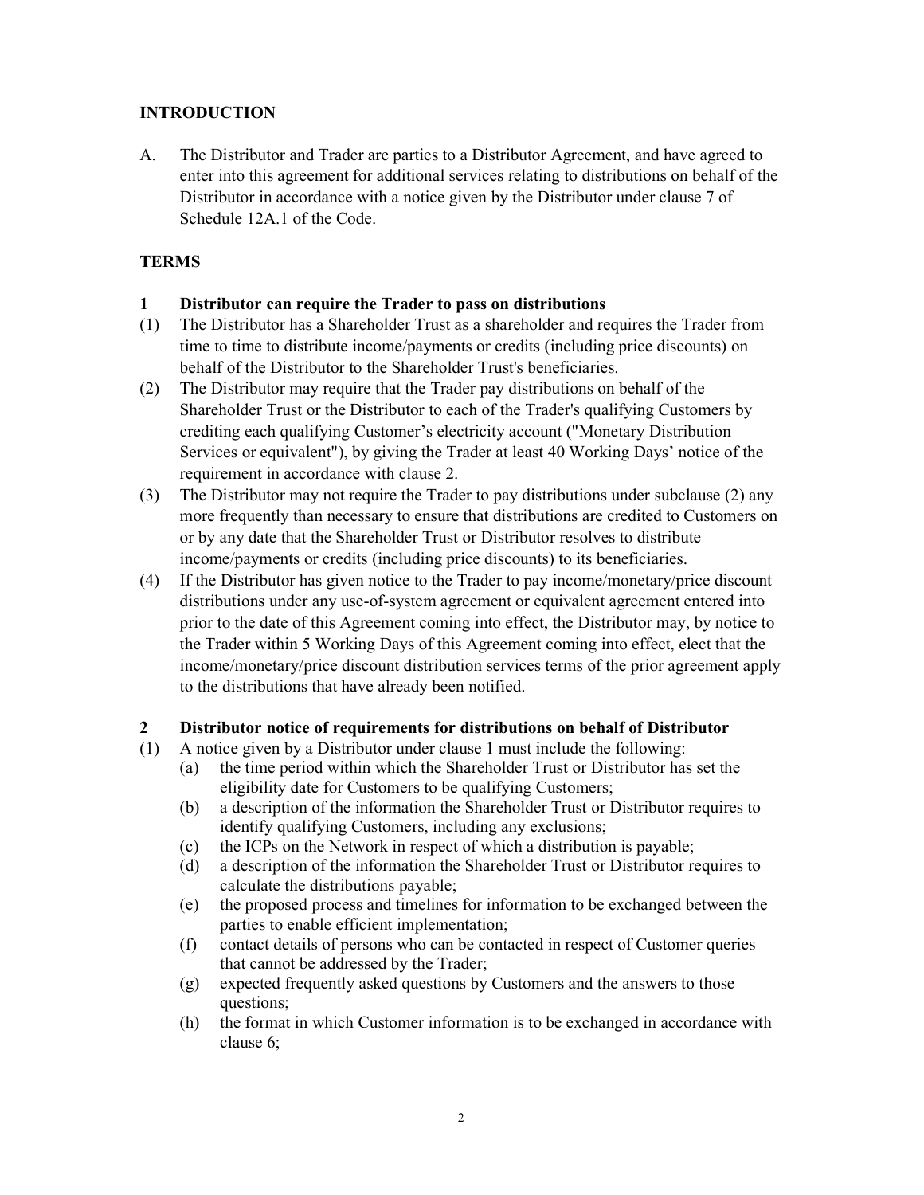## INTRODUCTION

A. The Distributor and Trader are parties to a Distributor Agreement, and have agreed to enter into this agreement for additional services relating to distributions on behalf of the Distributor in accordance with a notice given by the Distributor under clause 7 of Schedule 12A.1 of the Code.

## TERMS

### 1 Distributor can require the Trader to pass on distributions

(1) The Distributor has a Shareholder Trust as a shareholder and requires the Trader from time to time to distribute income/payments or credits (including price discounts) on behalf of the Distributor to the Shareholder Trust's beneficiaries.

(2) The Distributor may require that the Trader pay distributions on behalf of the Shareholder Trust or the Distributor to each of the Trader's qualifying Customers by crediting each qualifying Customer's electricity account ("Monetary Distribution Services or equivalent"), by giving the Trader at least 40 Working Days' notice of the requirement in accordance with clause 2.

(3) The Distributor may not require the Trader to pay distributions under subclause (2) any more frequently than necessary to ensure that distributions are credited to Customers on or by any date that the Shareholder Trust or Distributor resolves to distribute income/payments or credits (including price discounts) to its beneficiaries.

(4) If the Distributor has given notice to the Trader to pay income/monetary/price discount distributions under any use-of-system agreement or equivalent agreement entered into prior to the date of this Agreement coming into effect, the Distributor may, by notice to the Trader within 5 Working Days of this Agreement coming into effect, elect that the income/monetary/price discount distribution services terms of the prior agreement apply to the distributions that have already been notified.

### 2 Distributor notice of requirements for distributions on behalf of Distributor

(1) A notice given by a Distributor under clause 1 must include the following:
   (a) the time period within which the Shareholder Trust or Distributor has set the eligibility date for Customers to be qualifying Customers;
   (b) a description of the information the Shareholder Trust or Distributor requires to identify qualifying Customers, including any exclusions;
   (c) the ICPs on the Network in respect of which a distribution is payable;
   (d) a description of the information the Shareholder Trust or Distributor requires to calculate the distributions payable;
   (e) the proposed process and timelines for information to be exchanged between the parties to enable efficient implementation;
   (f) contact details of persons who can be contacted in respect of Customer queries that cannot be addressed by the Trader;
   (g) expected frequently asked questions by Customers and the answers to those questions;
   (h) the format in which Customer information is to be exchanged in accordance with clause 6;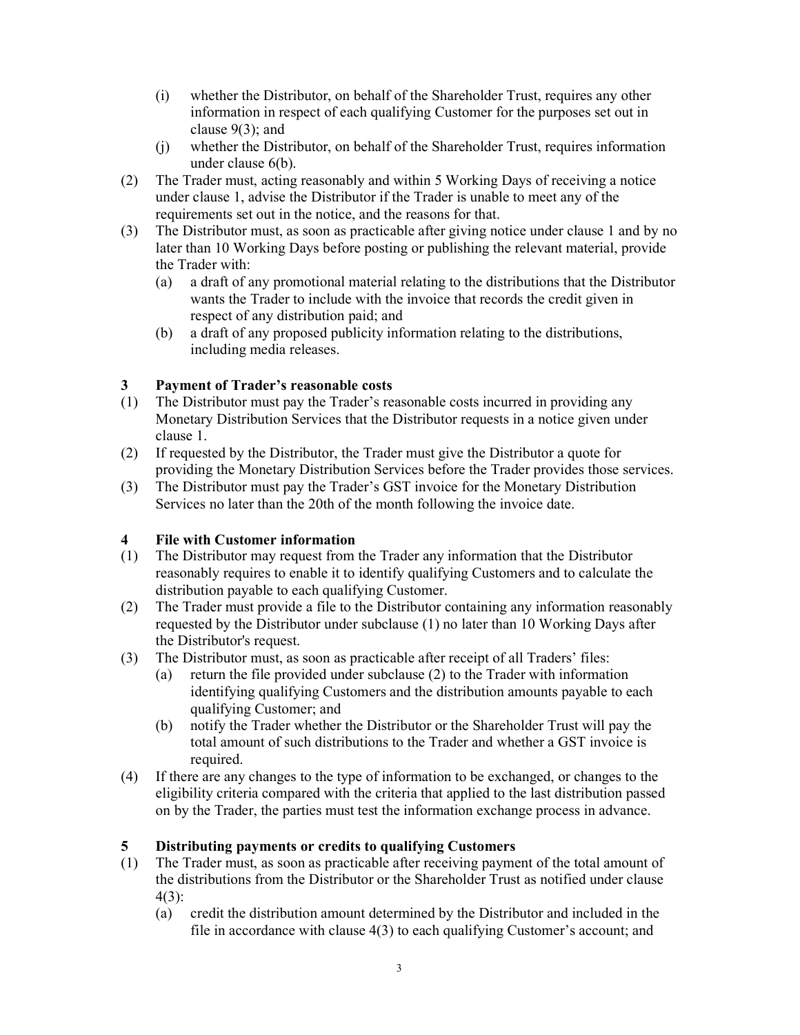- (i) whether the Distributor, on behalf of the Shareholder Trust, requires any other information in respect of each qualifying Customer for the purposes set out in clause 9(3); and
- (j) whether the Distributor, on behalf of the Shareholder Trust, requires information under clause 6(b).

(2) The Trader must, acting reasonably and within 5 Working Days of receiving a notice under clause 1, advise the Distributor if the Trader is unable to meet any of the requirements set out in the notice, and the reasons for that.

(3) The Distributor must, as soon as practicable after giving notice under clause 1 and by no later than 10 Working Days before posting or publishing the relevant material, provide the Trader with:
- (a) a draft of any promotional material relating to the distributions that the Distributor wants the Trader to include with the invoice that records the credit given in respect of any distribution paid; and
- (b) a draft of any proposed publicity information relating to the distributions, including media releases.

## 3 Payment of Trader's reasonable costs

(1) The Distributor must pay the Trader's reasonable costs incurred in providing any Monetary Distribution Services that the Distributor requests in a notice given under clause 1.

(2) If requested by the Distributor, the Trader must give the Distributor a quote for providing the Monetary Distribution Services before the Trader provides those services.

(3) The Distributor must pay the Trader's GST invoice for the Monetary Distribution Services no later than the 20th of the month following the invoice date.

## 4 File with Customer information

(1) The Distributor may request from the Trader any information that the Distributor reasonably requires to enable it to identify qualifying Customers and to calculate the distribution payable to each qualifying Customer.

(2) The Trader must provide a file to the Distributor containing any information reasonably requested by the Distributor under subclause (1) no later than 10 Working Days after the Distributor's request.

(3) The Distributor must, as soon as practicable after receipt of all Traders' files:
- (a) return the file provided under subclause (2) to the Trader with information identifying qualifying Customers and the distribution amounts payable to each qualifying Customer; and
- (b) notify the Trader whether the Distributor or the Shareholder Trust will pay the total amount of such distributions to the Trader and whether a GST invoice is required.

(4) If there are any changes to the type of information to be exchanged, or changes to the eligibility criteria compared with the criteria that applied to the last distribution passed on by the Trader, the parties must test the information exchange process in advance.

## 5 Distributing payments or credits to qualifying Customers

(1) The Trader must, as soon as practicable after receiving payment of the total amount of the distributions from the Distributor or the Shareholder Trust as notified under clause 4(3):
- (a) credit the distribution amount determined by the Distributor and included in the file in accordance with clause 4(3) to each qualifying Customer's account; and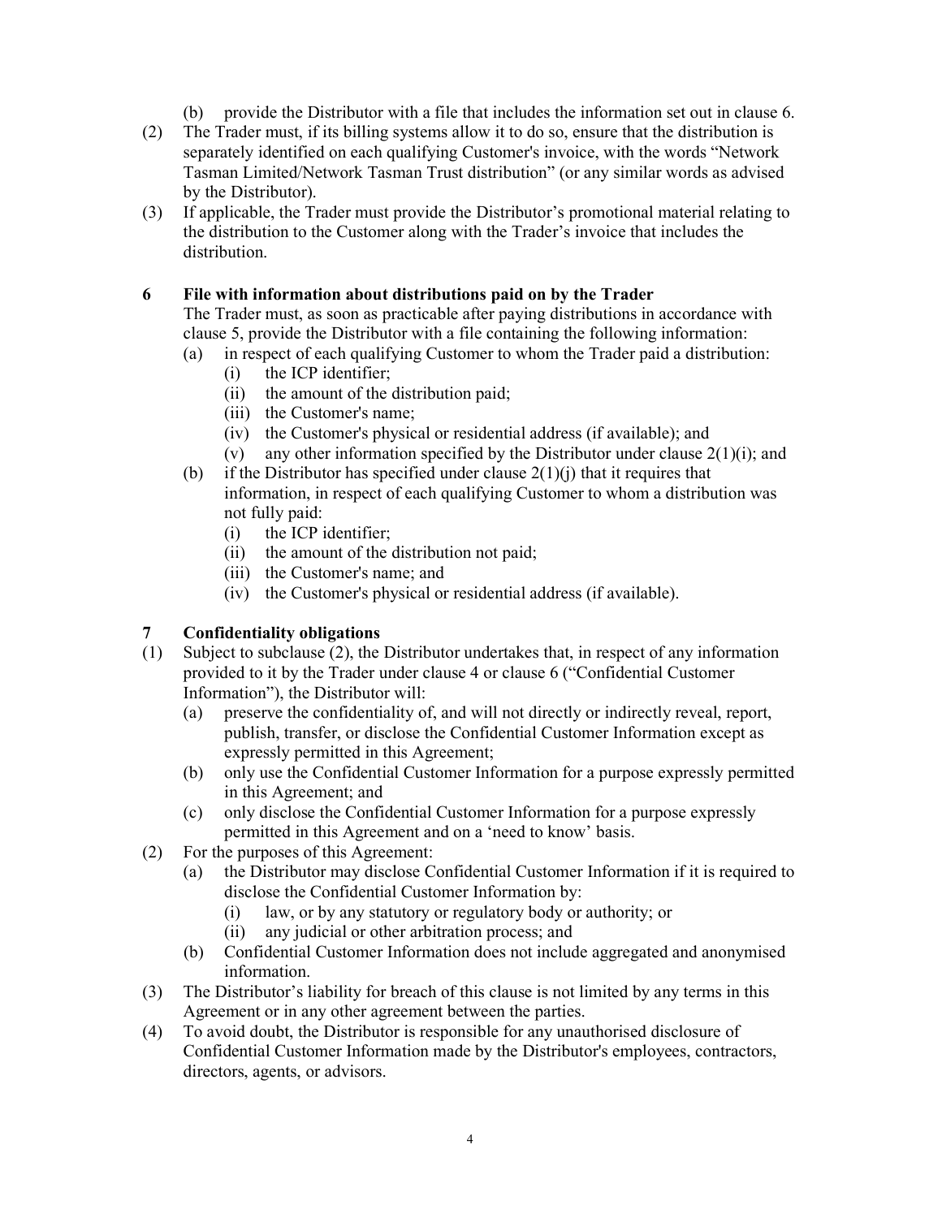(b) provide the Distributor with a file that includes the information set out in clause 6.

(2) The Trader must, if its billing systems allow it to do so, ensure that the distribution is separately identified on each qualifying Customer's invoice, with the words "Network Tasman Limited/Network Tasman Trust distribution" (or any similar words as advised by the Distributor).

(3) If applicable, the Trader must provide the Distributor's promotional material relating to the distribution to the Customer along with the Trader's invoice that includes the distribution.

### 6 File with information about distributions paid on by the Trader

The Trader must, as soon as practicable after paying distributions in accordance with clause 5, provide the Distributor with a file containing the following information:

- (a) in respect of each qualifying Customer to whom the Trader paid a distribution:
  - (i) the ICP identifier;
  - (ii) the amount of the distribution paid;
  - (iii) the Customer's name;
  - (iv) the Customer's physical or residential address (if available); and
  - (v) any other information specified by the Distributor under clause 2(1)(i); and
- (b) if the Distributor has specified under clause 2(1)(j) that it requires that information, in respect of each qualifying Customer to whom a distribution was not fully paid:
  - (i) the ICP identifier;
  - (ii) the amount of the distribution not paid;
  - (iii) the Customer's name; and
  - (iv) the Customer's physical or residential address (if available).

### 7 Confidentiality obligations

(1) Subject to subclause (2), the Distributor undertakes that, in respect of any information provided to it by the Trader under clause 4 or clause 6 ("Confidential Customer Information"), the Distributor will:

- (a) preserve the confidentiality of, and will not directly or indirectly reveal, report, publish, transfer, or disclose the Confidential Customer Information except as expressly permitted in this Agreement;
- (b) only use the Confidential Customer Information for a purpose expressly permitted in this Agreement; and
- (c) only disclose the Confidential Customer Information for a purpose expressly permitted in this Agreement and on a 'need to know' basis.

(2) For the purposes of this Agreement:

- (a) the Distributor may disclose Confidential Customer Information if it is required to disclose the Confidential Customer Information by:
  - (i) law, or by any statutory or regulatory body or authority; or
  - (ii) any judicial or other arbitration process; and
- (b) Confidential Customer Information does not include aggregated and anonymised information.

(3) The Distributor's liability for breach of this clause is not limited by any terms in this Agreement or in any other agreement between the parties.

(4) To avoid doubt, the Distributor is responsible for any unauthorised disclosure of Confidential Customer Information made by the Distributor's employees, contractors, directors, agents, or advisors.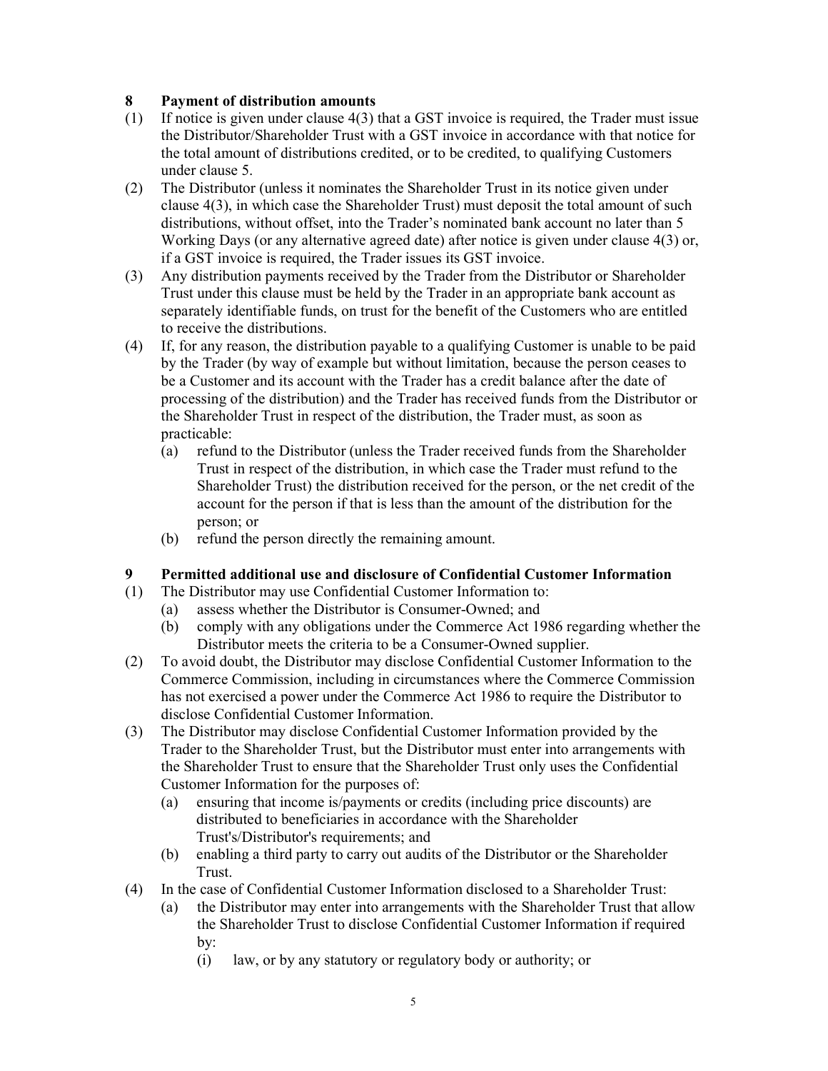## 8 Payment of distribution amounts

(1) If notice is given under clause 4(3) that a GST invoice is required, the Trader must issue the Distributor/Shareholder Trust with a GST invoice in accordance with that notice for the total amount of distributions credited, or to be credited, to qualifying Customers under clause 5.

(2) The Distributor (unless it nominates the Shareholder Trust in its notice given under clause 4(3), in which case the Shareholder Trust) must deposit the total amount of such distributions, without offset, into the Trader's nominated bank account no later than 5 Working Days (or any alternative agreed date) after notice is given under clause 4(3) or, if a GST invoice is required, the Trader issues its GST invoice.

(3) Any distribution payments received by the Trader from the Distributor or Shareholder Trust under this clause must be held by the Trader in an appropriate bank account as separately identifiable funds, on trust for the benefit of the Customers who are entitled to receive the distributions.

(4) If, for any reason, the distribution payable to a qualifying Customer is unable to be paid by the Trader (by way of example but without limitation, because the person ceases to be a Customer and its account with the Trader has a credit balance after the date of processing of the distribution) and the Trader has received funds from the Distributor or the Shareholder Trust in respect of the distribution, the Trader must, as soon as practicable:

   (a) refund to the Distributor (unless the Trader received funds from the Shareholder Trust in respect of the distribution, in which case the Trader must refund to the Shareholder Trust) the distribution received for the person, or the net credit of the account for the person if that is less than the amount of the distribution for the person; or

   (b) refund the person directly the remaining amount.

## 9 Permitted additional use and disclosure of Confidential Customer Information

(1) The Distributor may use Confidential Customer Information to:

   (a) assess whether the Distributor is Consumer-Owned; and

   (b) comply with any obligations under the Commerce Act 1986 regarding whether the Distributor meets the criteria to be a Consumer-Owned supplier.

(2) To avoid doubt, the Distributor may disclose Confidential Customer Information to the Commerce Commission, including in circumstances where the Commerce Commission has not exercised a power under the Commerce Act 1986 to require the Distributor to disclose Confidential Customer Information.

(3) The Distributor may disclose Confidential Customer Information provided by the Trader to the Shareholder Trust, but the Distributor must enter into arrangements with the Shareholder Trust to ensure that the Shareholder Trust only uses the Confidential Customer Information for the purposes of:

   (a) ensuring that income is/payments or credits (including price discounts) are distributed to beneficiaries in accordance with the Shareholder Trust's/Distributor's requirements; and

   (b) enabling a third party to carry out audits of the Distributor or the Shareholder Trust.

(4) In the case of Confidential Customer Information disclosed to a Shareholder Trust:

   (a) the Distributor may enter into arrangements with the Shareholder Trust that allow the Shareholder Trust to disclose Confidential Customer Information if required by:

      (i) law, or by any statutory or regulatory body or authority; or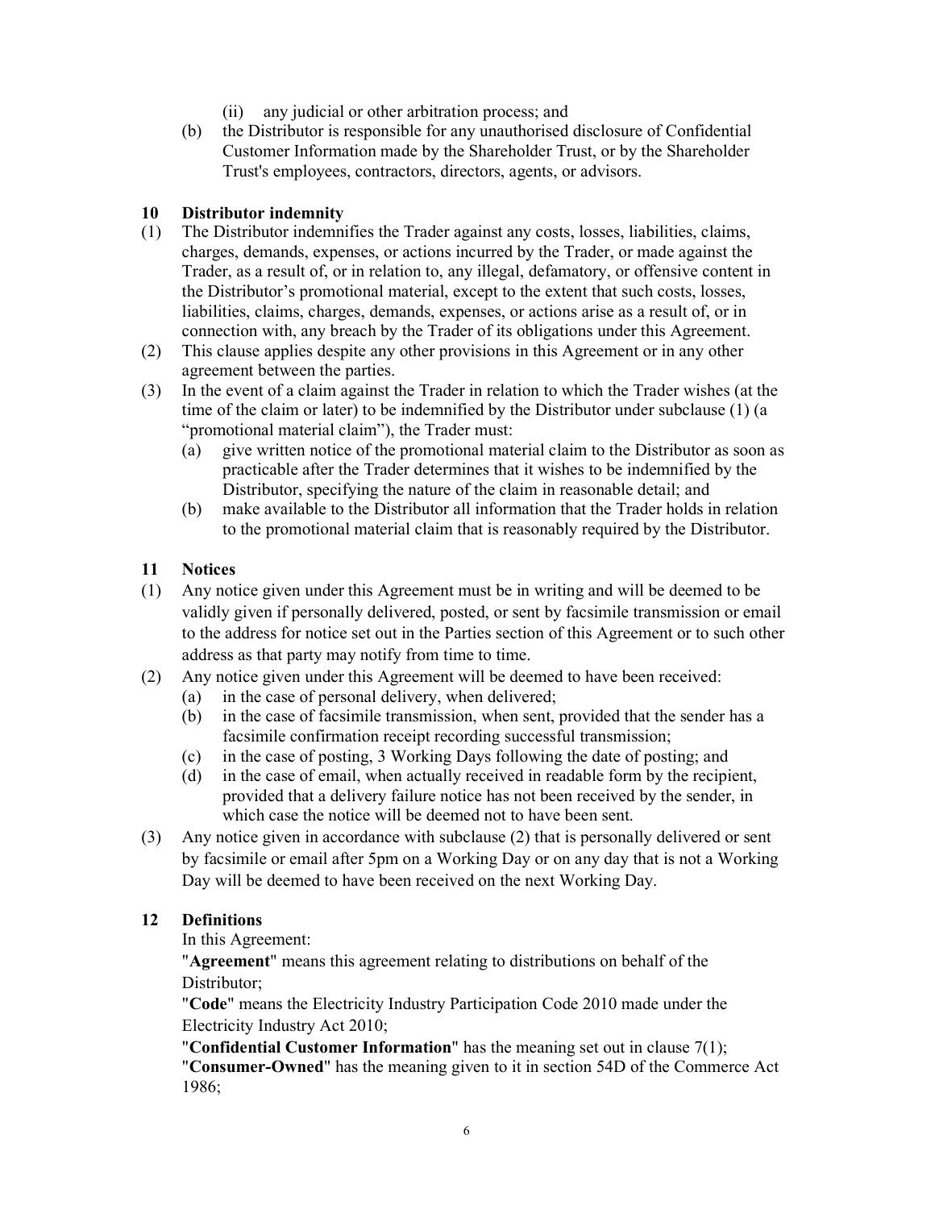(ii) any judicial or other arbitration process; and

(b) the Distributor is responsible for any unauthorised disclosure of Confidential Customer Information made by the Shareholder Trust, or by the Shareholder Trust's employees, contractors, directors, agents, or advisors.

## 10 Distributor indemnity

(1) The Distributor indemnifies the Trader against any costs, losses, liabilities, claims, charges, demands, expenses, or actions incurred by the Trader, or made against the Trader, as a result of, or in relation to, any illegal, defamatory, or offensive content in the Distributor's promotional material, except to the extent that such costs, losses, liabilities, claims, charges, demands, expenses, or actions arise as a result of, or in connection with, any breach by the Trader of its obligations under this Agreement.

(2) This clause applies despite any other provisions in this Agreement or in any other agreement between the parties.

(3) In the event of a claim against the Trader in relation to which the Trader wishes (at the time of the claim or later) to be indemnified by the Distributor under subclause (1) (a "promotional material claim"), the Trader must:

   (a) give written notice of the promotional material claim to the Distributor as soon as practicable after the Trader determines that it wishes to be indemnified by the Distributor, specifying the nature of the claim in reasonable detail; and

   (b) make available to the Distributor all information that the Trader holds in relation to the promotional material claim that is reasonably required by the Distributor.

## 11 Notices

(1) Any notice given under this Agreement must be in writing and will be deemed to be validly given if personally delivered, posted, or sent by facsimile transmission or email to the address for notice set out in the Parties section of this Agreement or to such other address as that party may notify from time to time.

(2) Any notice given under this Agreement will be deemed to have been received:

   (a) in the case of personal delivery, when delivered;

   (b) in the case of facsimile transmission, when sent, provided that the sender has a facsimile confirmation receipt recording successful transmission;

   (c) in the case of posting, 3 Working Days following the date of posting; and

   (d) in the case of email, when actually received in readable form by the recipient, provided that a delivery failure notice has not been received by the sender, in which case the notice will be deemed not to have been sent.

(3) Any notice given in accordance with subclause (2) that is personally delivered or sent by facsimile or email after 5pm on a Working Day or on any day that is not a Working Day will be deemed to have been received on the next Working Day.

## 12 Definitions

In this Agreement:

"**Agreement**" means this agreement relating to distributions on behalf of the Distributor;

"**Code**" means the Electricity Industry Participation Code 2010 made under the Electricity Industry Act 2010;

"**Confidential Customer Information**" has the meaning set out in clause 7(1);

"**Consumer-Owned**" has the meaning given to it in section 54D of the Commerce Act 1986;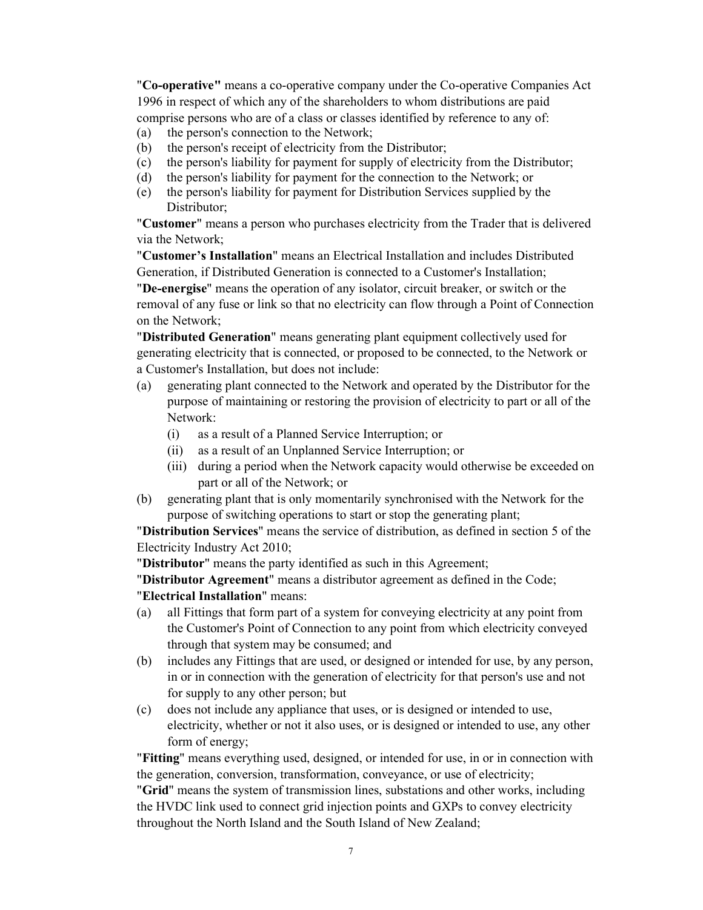"**Co-operative"** means a co-operative company under the Co-operative Companies Act 1996 in respect of which any of the shareholders to whom distributions are paid comprise persons who are of a class or classes identified by reference to any of:

(a) the person's connection to the Network;

(b) the person's receipt of electricity from the Distributor;

(c) the person's liability for payment for supply of electricity from the Distributor;

(d) the person's liability for payment for the connection to the Network; or

(e) the person's liability for payment for Distribution Services supplied by the Distributor;

"**Customer**" means a person who purchases electricity from the Trader that is delivered via the Network;

"**Customer's Installation**" means an Electrical Installation and includes Distributed Generation, if Distributed Generation is connected to a Customer's Installation;

"**De-energise**" means the operation of any isolator, circuit breaker, or switch or the removal of any fuse or link so that no electricity can flow through a Point of Connection on the Network;

"**Distributed Generation**" means generating plant equipment collectively used for generating electricity that is connected, or proposed to be connected, to the Network or a Customer's Installation, but does not include:

(a) generating plant connected to the Network and operated by the Distributor for the purpose of maintaining or restoring the provision of electricity to part or all of the Network:

   (i) as a result of a Planned Service Interruption; or

   (ii) as a result of an Unplanned Service Interruption; or

   (iii) during a period when the Network capacity would otherwise be exceeded on part or all of the Network; or

(b) generating plant that is only momentarily synchronised with the Network for the purpose of switching operations to start or stop the generating plant;

"**Distribution Services**" means the service of distribution, as defined in section 5 of the Electricity Industry Act 2010;

"**Distributor**" means the party identified as such in this Agreement;

"**Distributor Agreement**" means a distributor agreement as defined in the Code;

"**Electrical Installation**" means:

(a) all Fittings that form part of a system for conveying electricity at any point from the Customer's Point of Connection to any point from which electricity conveyed through that system may be consumed; and

(b) includes any Fittings that are used, or designed or intended for use, by any person, in or in connection with the generation of electricity for that person's use and not for supply to any other person; but

(c) does not include any appliance that uses, or is designed or intended to use, electricity, whether or not it also uses, or is designed or intended to use, any other form of energy;

"**Fitting**" means everything used, designed, or intended for use, in or in connection with the generation, conversion, transformation, conveyance, or use of electricity;

"**Grid**" means the system of transmission lines, substations and other works, including the HVDC link used to connect grid injection points and GXPs to convey electricity throughout the North Island and the South Island of New Zealand;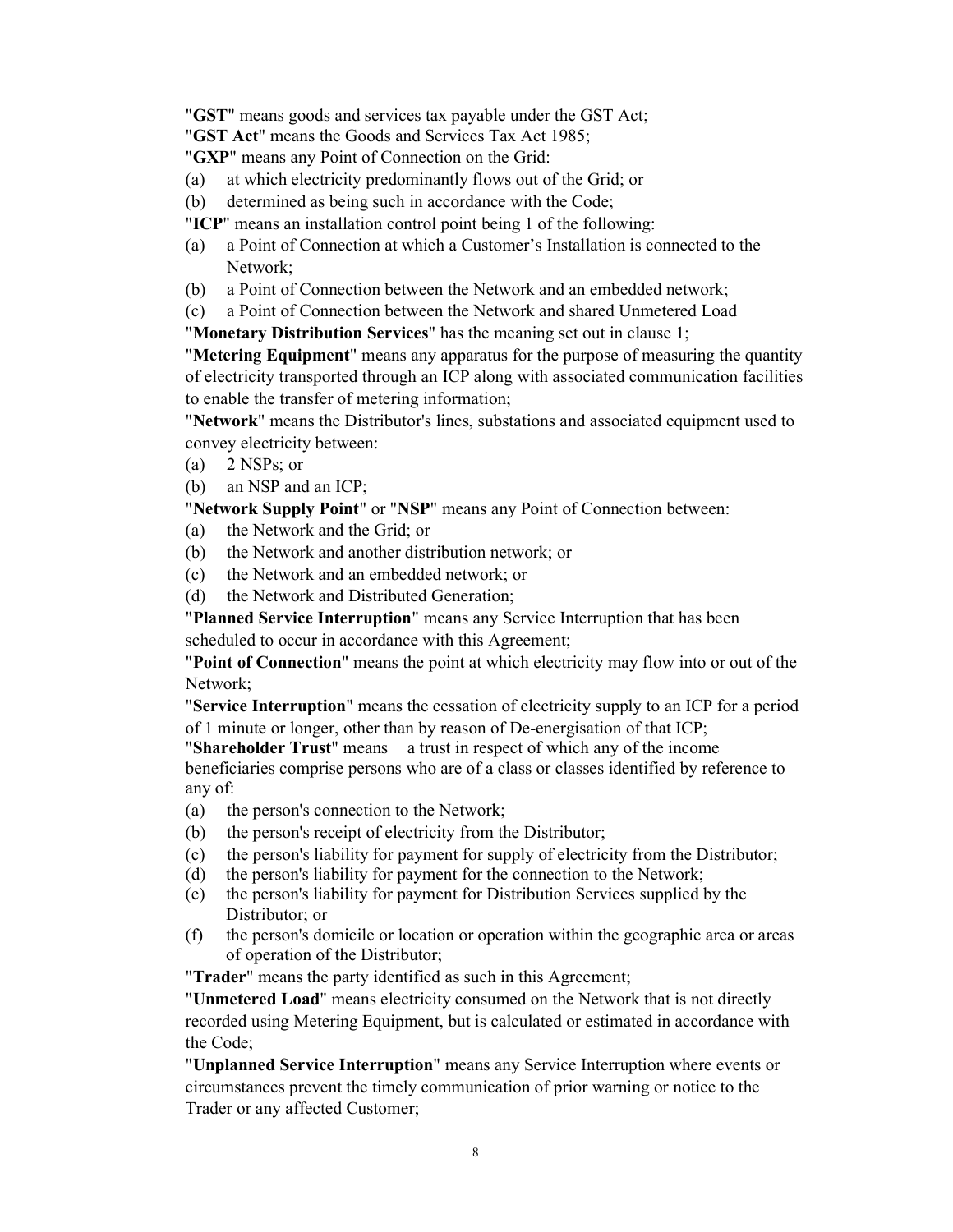"**GST**" means goods and services tax payable under the GST Act;

"**GST Act**" means the Goods and Services Tax Act 1985;

"**GXP**" means any Point of Connection on the Grid:

(a) at which electricity predominantly flows out of the Grid; or

(b) determined as being such in accordance with the Code;

"**ICP**" means an installation control point being 1 of the following:

(a) a Point of Connection at which a Customer's Installation is connected to the Network;

(b) a Point of Connection between the Network and an embedded network;

(c) a Point of Connection between the Network and shared Unmetered Load

"**Monetary Distribution Services**" has the meaning set out in clause 1;

"**Metering Equipment**" means any apparatus for the purpose of measuring the quantity of electricity transported through an ICP along with associated communication facilities to enable the transfer of metering information;

"**Network**" means the Distributor's lines, substations and associated equipment used to convey electricity between:

(a) 2 NSPs; or

(b) an NSP and an ICP;

"**Network Supply Point**" or "**NSP**" means any Point of Connection between:

(a) the Network and the Grid; or

(b) the Network and another distribution network; or

(c) the Network and an embedded network; or

(d) the Network and Distributed Generation;

"**Planned Service Interruption**" means any Service Interruption that has been scheduled to occur in accordance with this Agreement;

"**Point of Connection**" means the point at which electricity may flow into or out of the Network;

"**Service Interruption**" means the cessation of electricity supply to an ICP for a period of 1 minute or longer, other than by reason of De-energisation of that ICP;

"**Shareholder Trust**" means a trust in respect of which any of the income beneficiaries comprise persons who are of a class or classes identified by reference to any of:

(a) the person's connection to the Network;

(b) the person's receipt of electricity from the Distributor;

(c) the person's liability for payment for supply of electricity from the Distributor;

(d) the person's liability for payment for the connection to the Network;

(e) the person's liability for payment for Distribution Services supplied by the Distributor; or

(f) the person's domicile or location or operation within the geographic area or areas of operation of the Distributor;

"**Trader**" means the party identified as such in this Agreement;

"**Unmetered Load**" means electricity consumed on the Network that is not directly recorded using Metering Equipment, but is calculated or estimated in accordance with the Code;

"**Unplanned Service Interruption**" means any Service Interruption where events or circumstances prevent the timely communication of prior warning or notice to the Trader or any affected Customer;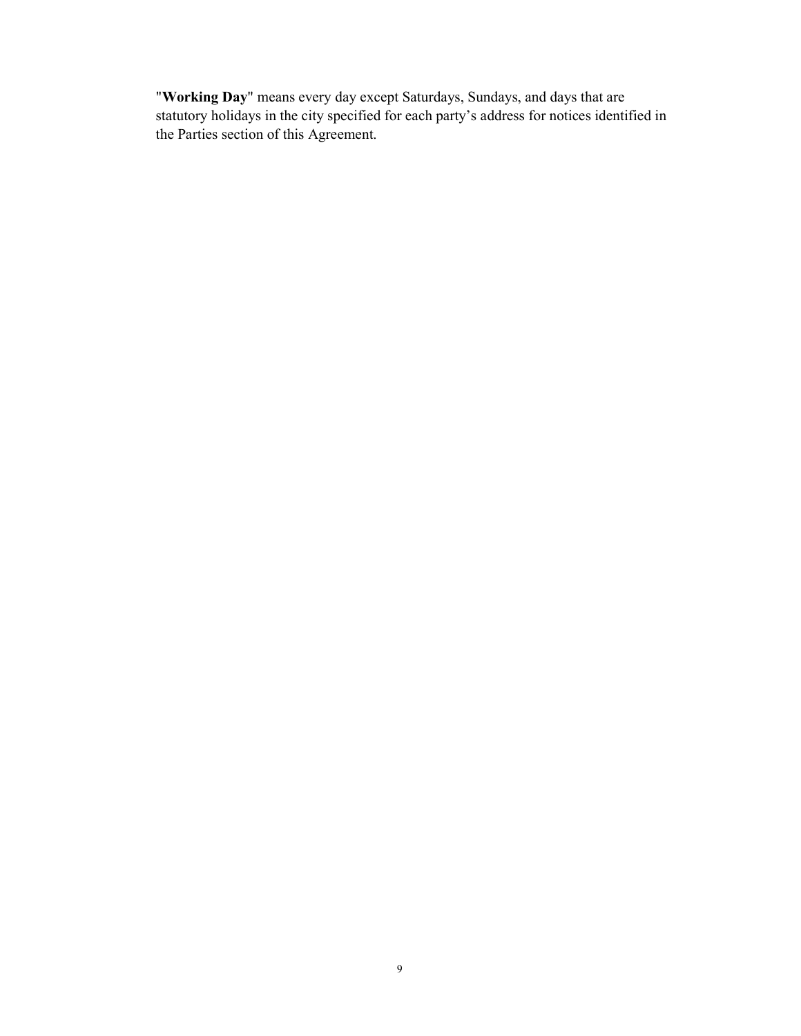"**Working Day**" means every day except Saturdays, Sundays, and days that are statutory holidays in the city specified for each party's address for notices identified in the Parties section of this Agreement.